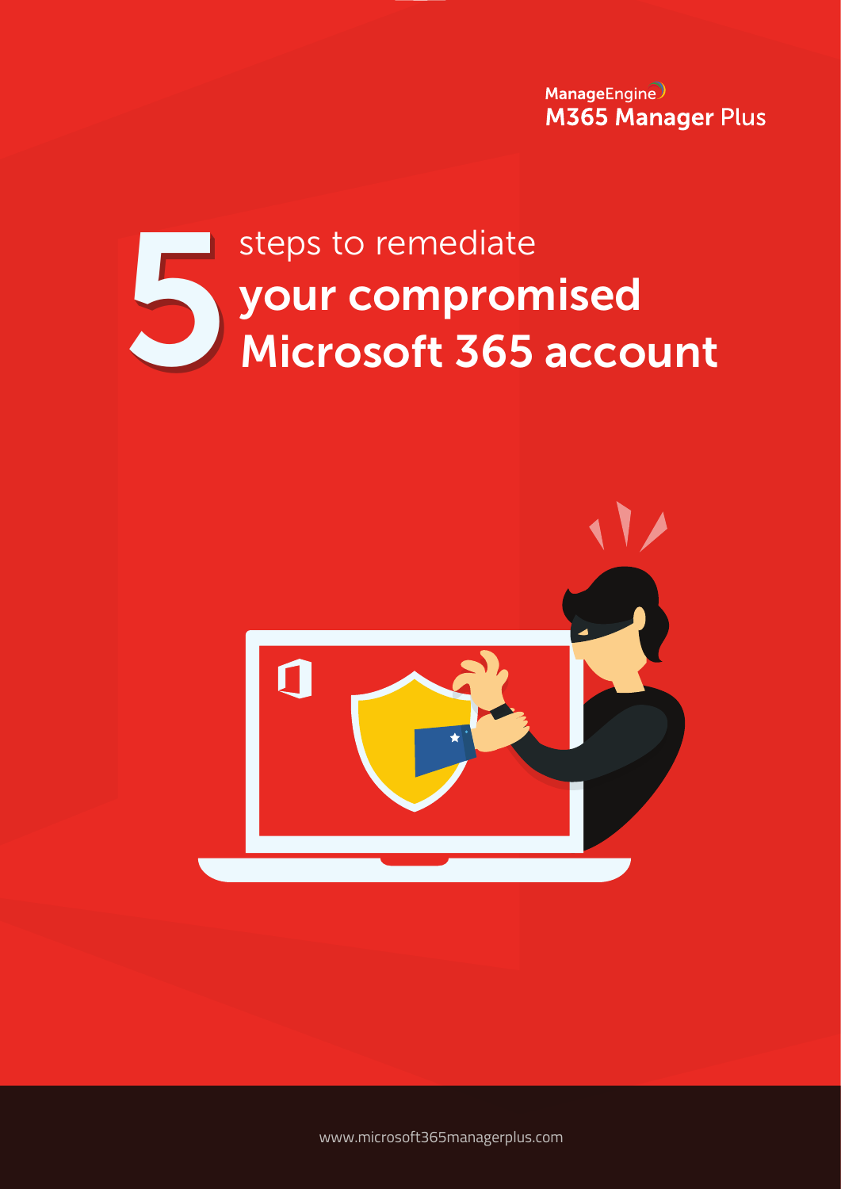ManageEngine
M365 Manager Plus

# 5 steps to remediate your compromised Microsoft 365 account

www.microsoft365managerplus.com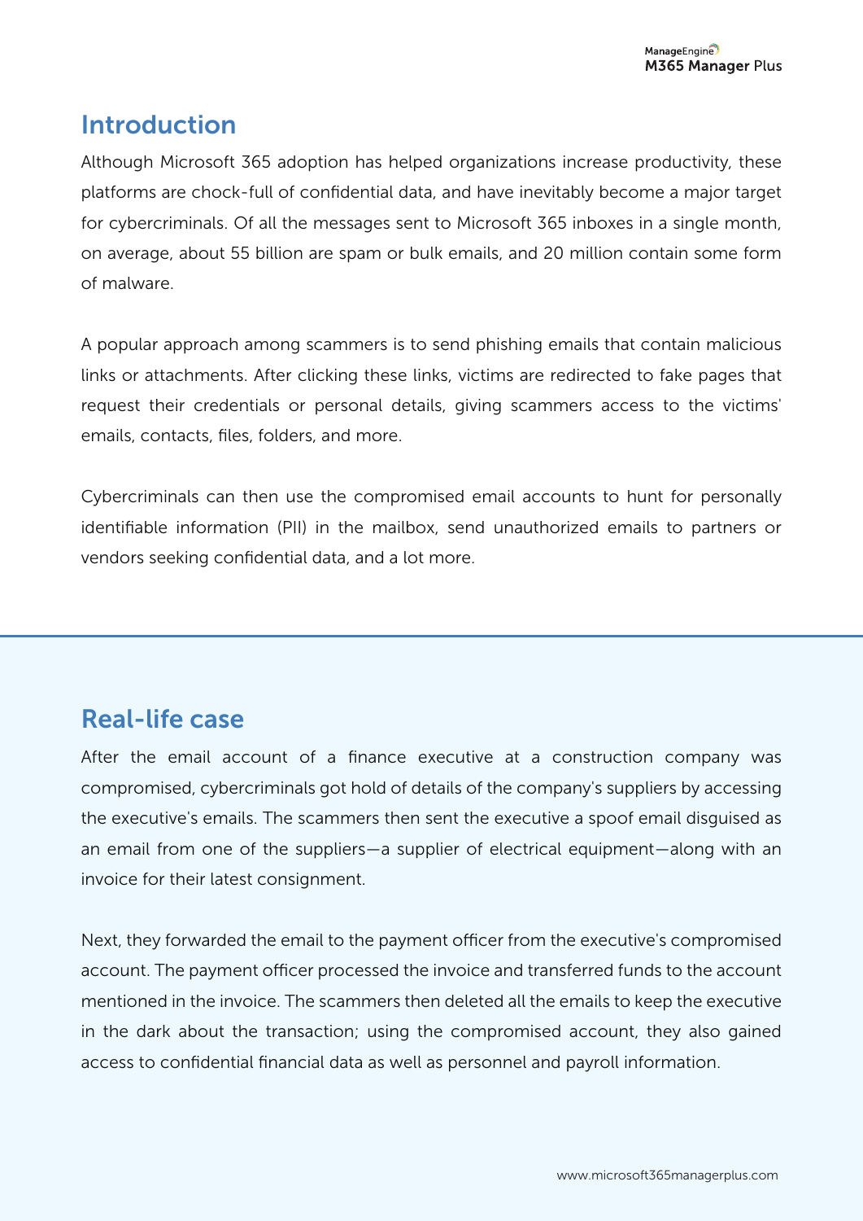## Introduction

Although Microsoft 365 adoption has helped organizations increase productivity, these platforms are chock-full of confidential data, and have inevitably become a major target for cybercriminals. Of all the messages sent to Microsoft 365 inboxes in a single month, on average, about 55 billion are spam or bulk emails, and 20 million contain some form of malware.

A popular approach among scammers is to send phishing emails that contain malicious links or attachments. After clicking these links, victims are redirected to fake pages that request their credentials or personal details, giving scammers access to the victims' emails, contacts, files, folders, and more.

Cybercriminals can then use the compromised email accounts to hunt for personally identifiable information (PII) in the mailbox, send unauthorized emails to partners or vendors seeking confidential data, and a lot more.

## Real-life case

After the email account of a finance executive at a construction company was compromised, cybercriminals got hold of details of the company's suppliers by accessing the executive's emails. The scammers then sent the executive a spoof email disguised as an email from one of the suppliers—a supplier of electrical equipment—along with an invoice for their latest consignment.

Next, they forwarded the email to the payment officer from the executive's compromised account. The payment officer processed the invoice and transferred funds to the account mentioned in the invoice. The scammers then deleted all the emails to keep the executive in the dark about the transaction; using the compromised account, they also gained access to confidential financial data as well as personnel and payroll information.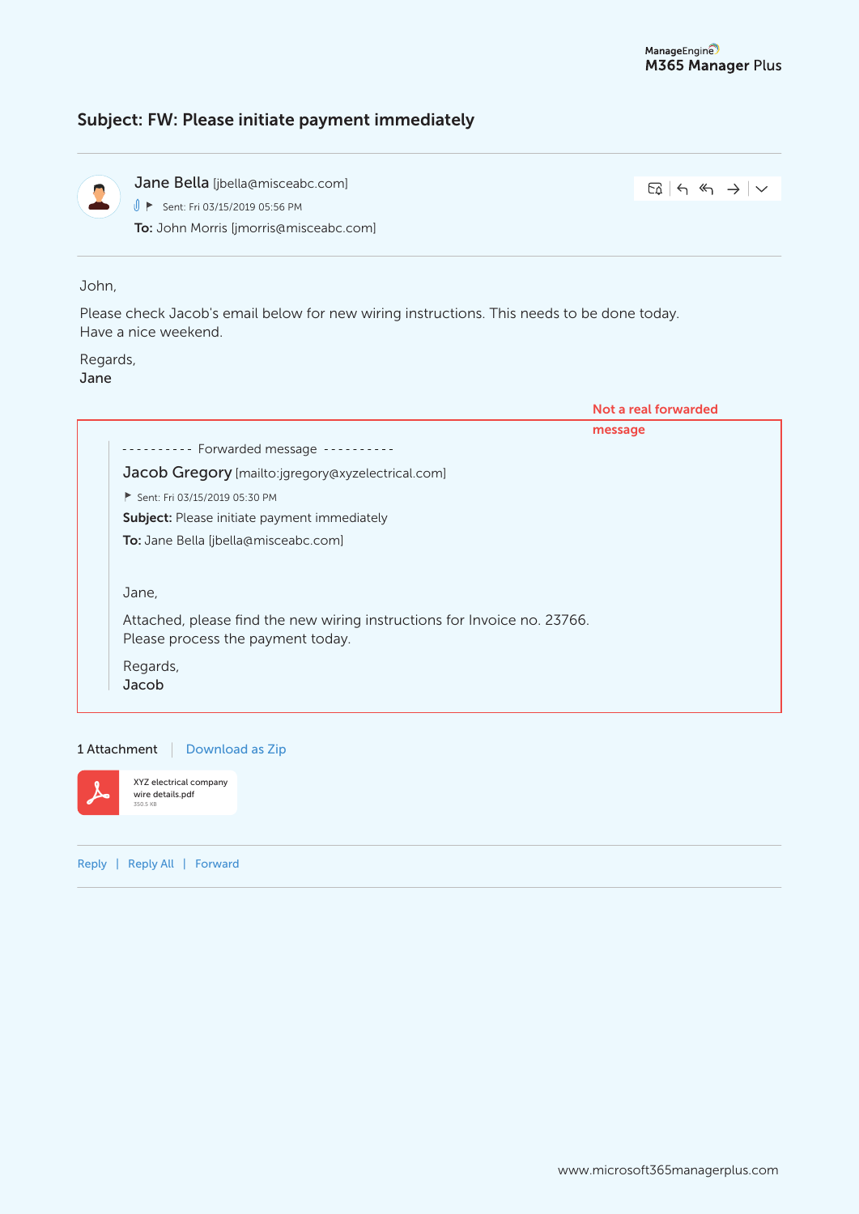### Subject: FW: Please initiate payment immediately

**Jane Bella** [jbella@misceabc.com]

Sent: Fri 03/15/2019 05:56 PM

**To:** John Morris [jmorris@misceabc.com]

John,

Please check Jacob's email below for new wiring instructions. This needs to be done today.
Have a nice weekend.

Regards,
Jane

**Not a real forwarded message**

> ---------- Forwarded message ----------
>
> **Jacob Gregory** [mailto:jgregory@xyzelectrical.com]
>
> Sent: Fri 03/15/2019 05:30 PM
>
> **Subject:** Please initiate payment immediately
>
> **To:** Jane Bella [jbella@misceabc.com]
>
> Jane,
>
> Attached, please find the new wiring instructions for Invoice no. 23766.
> Please process the payment today.
>
> Regards,
> Jacob

1 Attachment | Download as Zip

XYZ electrical company wire details.pdf
350.5 KB

Reply | Reply All | Forward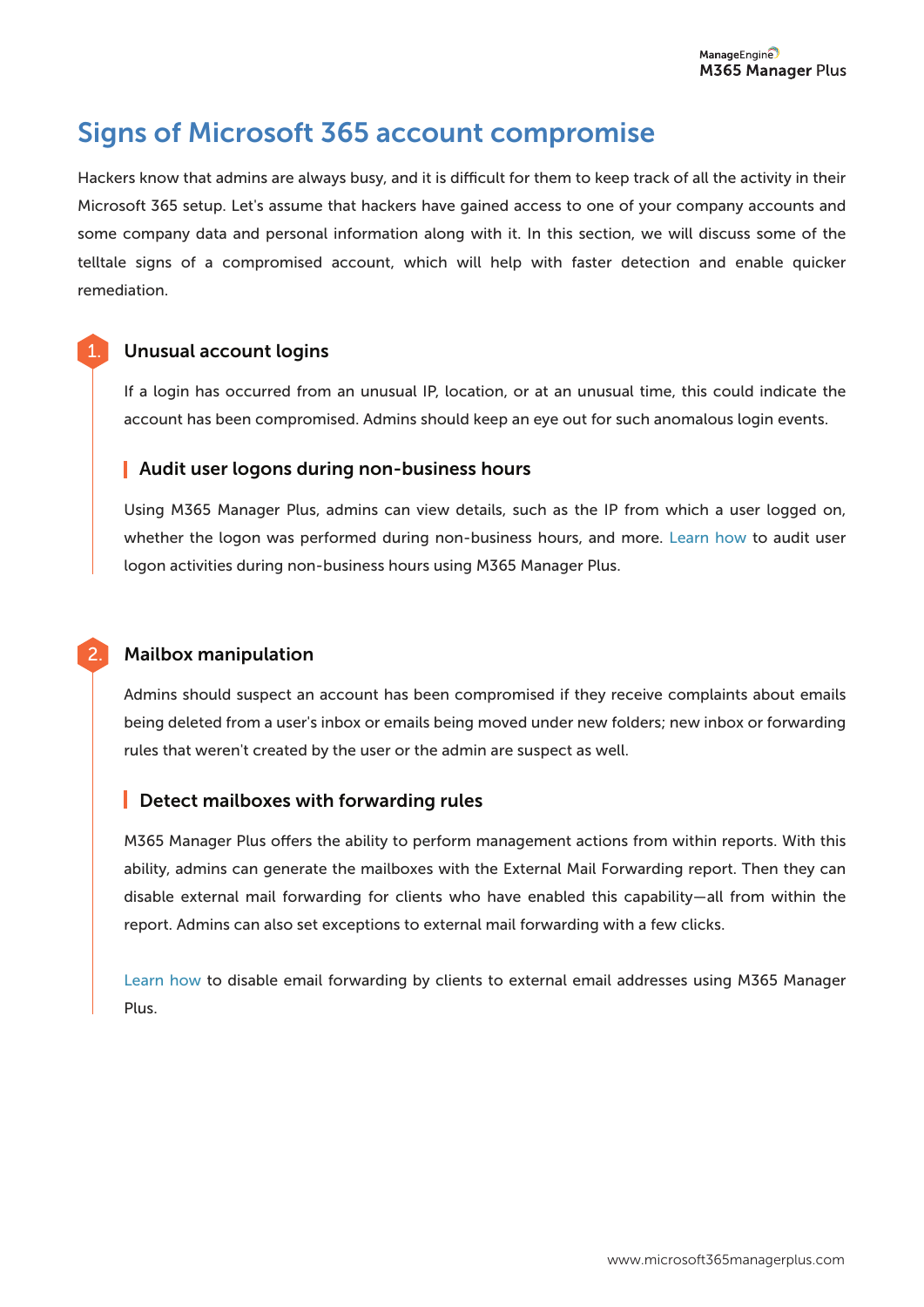# Signs of Microsoft 365 account compromise

Hackers know that admins are always busy, and it is difficult for them to keep track of all the activity in their Microsoft 365 setup. Let's assume that hackers have gained access to one of your company accounts and some company data and personal information along with it. In this section, we will discuss some of the telltale signs of a compromised account, which will help with faster detection and enable quicker remediation.

## 1. Unusual account logins

If a login has occurred from an unusual IP, location, or at an unusual time, this could indicate the account has been compromised. Admins should keep an eye out for such anomalous login events.

### Audit user logons during non-business hours

Using M365 Manager Plus, admins can view details, such as the IP from which a user logged on, whether the logon was performed during non-business hours, and more. Learn how to audit user logon activities during non-business hours using M365 Manager Plus.

## 2. Mailbox manipulation

Admins should suspect an account has been compromised if they receive complaints about emails being deleted from a user's inbox or emails being moved under new folders; new inbox or forwarding rules that weren't created by the user or the admin are suspect as well.

### Detect mailboxes with forwarding rules

M365 Manager Plus offers the ability to perform management actions from within reports. With this ability, admins can generate the mailboxes with the External Mail Forwarding report. Then they can disable external mail forwarding for clients who have enabled this capability—all from within the report. Admins can also set exceptions to external mail forwarding with a few clicks.

Learn how to disable email forwarding by clients to external email addresses using M365 Manager Plus.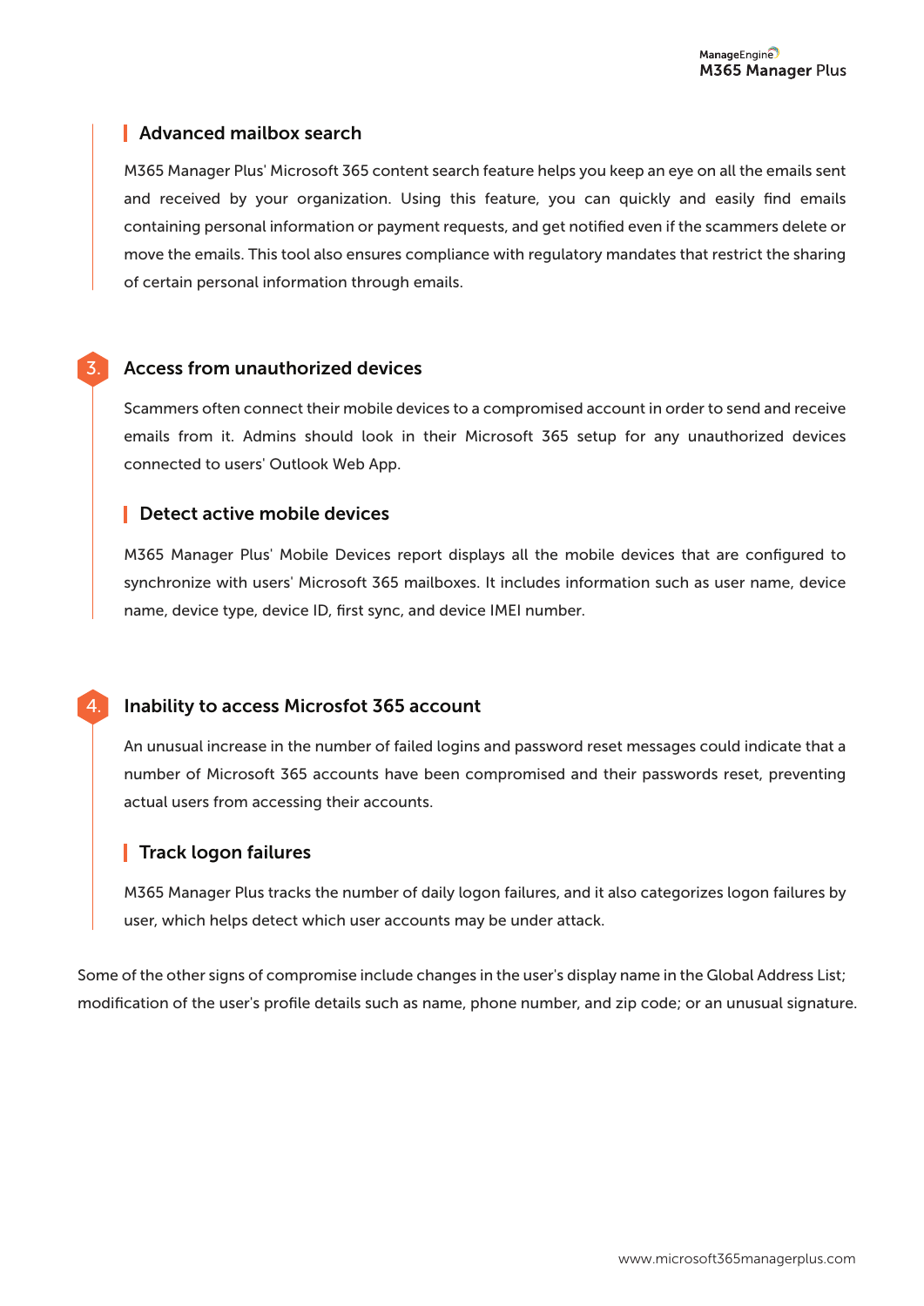### Advanced mailbox search

M365 Manager Plus' Microsoft 365 content search feature helps you keep an eye on all the emails sent and received by your organization. Using this feature, you can quickly and easily find emails containing personal information or payment requests, and get notified even if the scammers delete or move the emails. This tool also ensures compliance with regulatory mandates that restrict the sharing of certain personal information through emails.

## 3. Access from unauthorized devices

Scammers often connect their mobile devices to a compromised account in order to send and receive emails from it. Admins should look in their Microsoft 365 setup for any unauthorized devices connected to users' Outlook Web App.

### Detect active mobile devices

M365 Manager Plus' Mobile Devices report displays all the mobile devices that are configured to synchronize with users' Microsoft 365 mailboxes. It includes information such as user name, device name, device type, device ID, first sync, and device IMEI number.

## 4. Inability to access Microsfot 365 account

An unusual increase in the number of failed logins and password reset messages could indicate that a number of Microsoft 365 accounts have been compromised and their passwords reset, preventing actual users from accessing their accounts.

### Track logon failures

M365 Manager Plus tracks the number of daily logon failures, and it also categorizes logon failures by user, which helps detect which user accounts may be under attack.

Some of the other signs of compromise include changes in the user's display name in the Global Address List; modification of the user's profile details such as name, phone number, and zip code; or an unusual signature.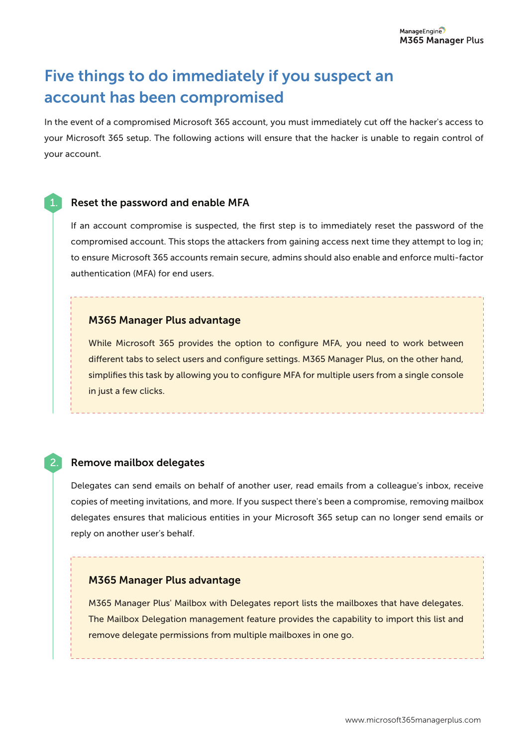# Five things to do immediately if you suspect an account has been compromised

In the event of a compromised Microsoft 365 account, you must immediately cut off the hacker's access to your Microsoft 365 setup. The following actions will ensure that the hacker is unable to regain control of your account.

## 1. Reset the password and enable MFA

If an account compromise is suspected, the first step is to immediately reset the password of the compromised account. This stops the attackers from gaining access next time they attempt to log in; to ensure Microsoft 365 accounts remain secure, admins should also enable and enforce multi-factor authentication (MFA) for end users.

> **M365 Manager Plus advantage**
>
> While Microsoft 365 provides the option to configure MFA, you need to work between different tabs to select users and configure settings. M365 Manager Plus, on the other hand, simplifies this task by allowing you to configure MFA for multiple users from a single console in just a few clicks.

## 2. Remove mailbox delegates

Delegates can send emails on behalf of another user, read emails from a colleague's inbox, receive copies of meeting invitations, and more. If you suspect there's been a compromise, removing mailbox delegates ensures that malicious entities in your Microsoft 365 setup can no longer send emails or reply on another user's behalf.

> **M365 Manager Plus advantage**
>
> M365 Manager Plus' Mailbox with Delegates report lists the mailboxes that have delegates. The Mailbox Delegation management feature provides the capability to import this list and remove delegate permissions from multiple mailboxes in one go.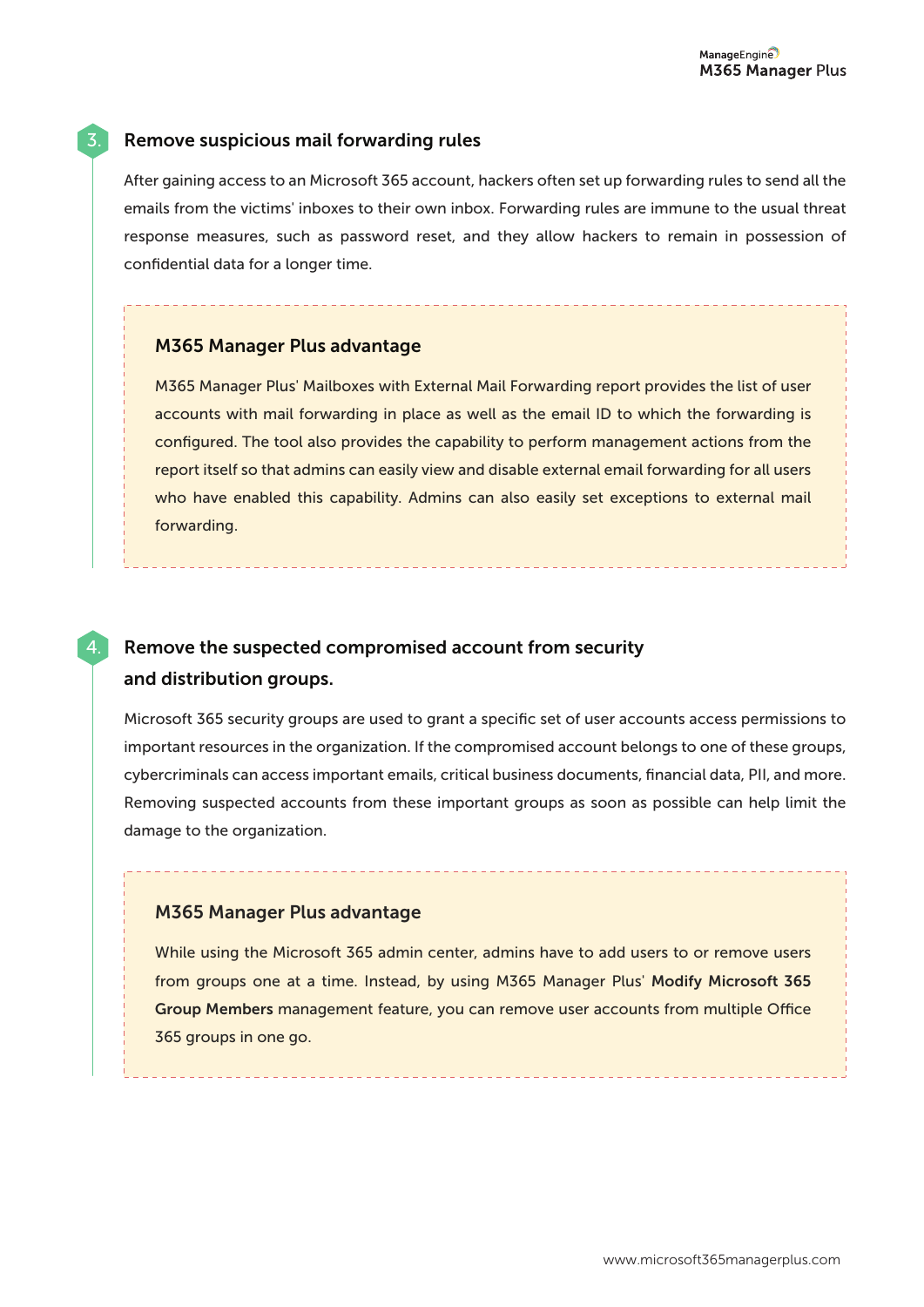## 3. Remove suspicious mail forwarding rules

After gaining access to an Microsoft 365 account, hackers often set up forwarding rules to send all the emails from the victims' inboxes to their own inbox. Forwarding rules are immune to the usual threat response measures, such as password reset, and they allow hackers to remain in possession of confidential data for a longer time.

### M365 Manager Plus advantage

M365 Manager Plus' Mailboxes with External Mail Forwarding report provides the list of user accounts with mail forwarding in place as well as the email ID to which the forwarding is configured. The tool also provides the capability to perform management actions from the report itself so that admins can easily view and disable external email forwarding for all users who have enabled this capability. Admins can also easily set exceptions to external mail forwarding.

## 4. Remove the suspected compromised account from security and distribution groups.

Microsoft 365 security groups are used to grant a specific set of user accounts access permissions to important resources in the organization. If the compromised account belongs to one of these groups, cybercriminals can access important emails, critical business documents, financial data, PII, and more. Removing suspected accounts from these important groups as soon as possible can help limit the damage to the organization.

### M365 Manager Plus advantage

While using the Microsoft 365 admin center, admins have to add users to or remove users from groups one at a time. Instead, by using M365 Manager Plus' **Modify Microsoft 365 Group Members** management feature, you can remove user accounts from multiple Office 365 groups in one go.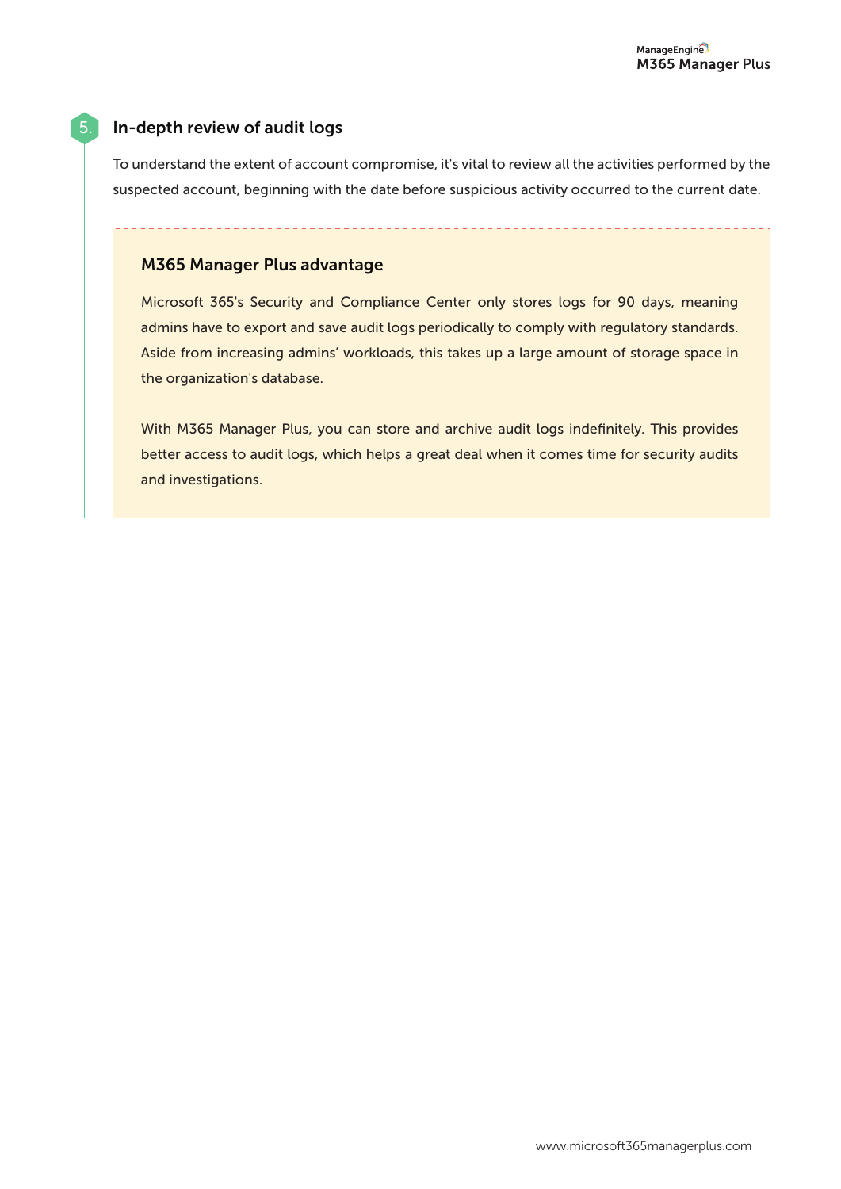## 5. In-depth review of audit logs

To understand the extent of account compromise, it's vital to review all the activities performed by the suspected account, beginning with the date before suspicious activity occurred to the current date.

### M365 Manager Plus advantage

Microsoft 365's Security and Compliance Center only stores logs for 90 days, meaning admins have to export and save audit logs periodically to comply with regulatory standards. Aside from increasing admins' workloads, this takes up a large amount of storage space in the organization's database.

With M365 Manager Plus, you can store and archive audit logs indefinitely. This provides better access to audit logs, which helps a great deal when it comes time for security audits and investigations.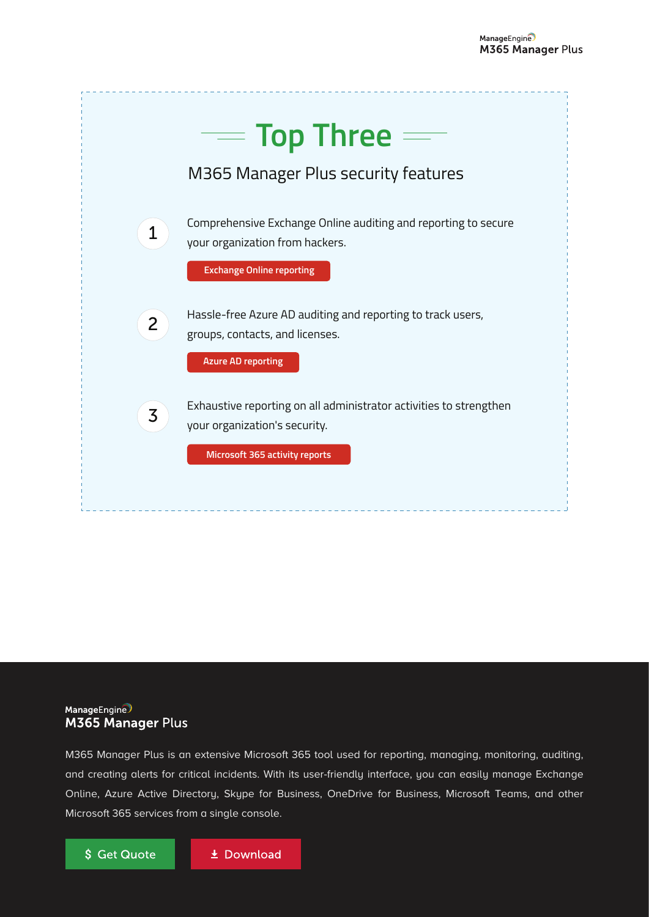# Top Three

## M365 Manager Plus security features

1. Comprehensive Exchange Online auditing and reporting to secure your organization from hackers.

   Exchange Online reporting

2. Hassle-free Azure AD auditing and reporting to track users, groups, contacts, and licenses.

   Azure AD reporting

3. Exhaustive reporting on all administrator activities to strengthen your organization's security.

   Microsoft 365 activity reports

ManageEngine
**M365 Manager** Plus

M365 Manager Plus is an extensive Microsoft 365 tool used for reporting, managing, monitoring, auditing, and creating alerts for critical incidents. With its user-friendly interface, you can easily manage Exchange Online, Azure Active Directory, Skype for Business, OneDrive for Business, Microsoft Teams, and other Microsoft 365 services from a single console.

$ Get Quote

Download